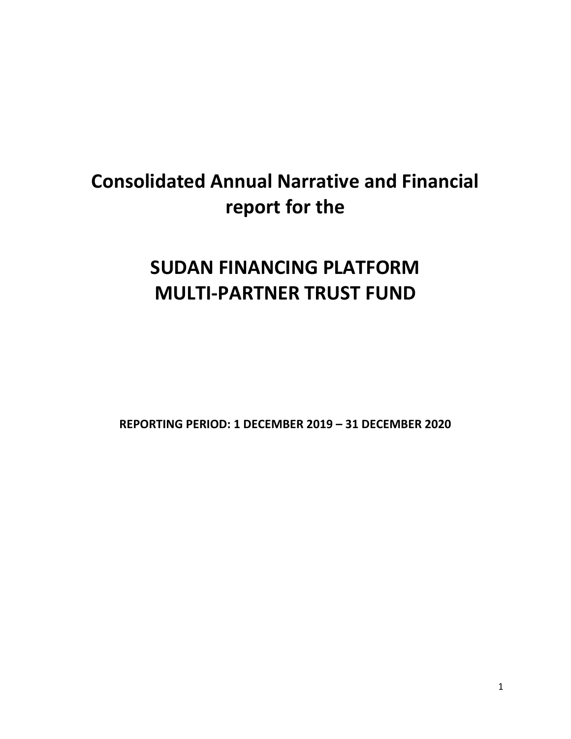# Consolidated Annual Narrative and Financial report for the

# SUDAN FINANCING PLATFORM MULTI-PARTNER TRUST FUND

**REPORTING PERIOD: 1 DECEMBER 2019 – 31 DECEMBER 2020**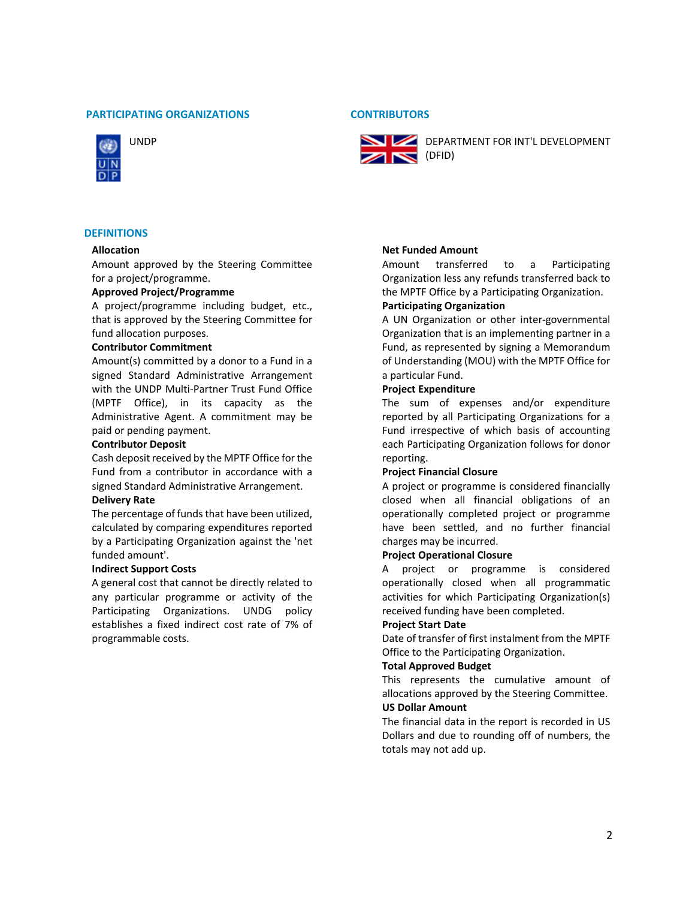## PARTICIPATING ORGANIZATIONS

UNDP

## CONTRIBUTORS

DEPARTMENT FOR INT'L DEVELOPMENT (DFID)

## DEFINITIONS

**Allocation**
Amount approved by the Steering Committee for a project/programme.

**Approved Project/Programme**
A project/programme including budget, etc., that is approved by the Steering Committee for fund allocation purposes.

**Contributor Commitment**
Amount(s) committed by a donor to a Fund in a signed Standard Administrative Arrangement with the UNDP Multi-Partner Trust Fund Office (MPTF Office), in its capacity as the Administrative Agent. A commitment may be paid or pending payment.

**Contributor Deposit**
Cash deposit received by the MPTF Office for the Fund from a contributor in accordance with a signed Standard Administrative Arrangement.

**Delivery Rate**
The percentage of funds that have been utilized, calculated by comparing expenditures reported by a Participating Organization against the 'net funded amount'.

**Indirect Support Costs**
A general cost that cannot be directly related to any particular programme or activity of the Participating Organizations. UNDG policy establishes a fixed indirect cost rate of 7% of programmable costs.

**Net Funded Amount**
Amount transferred to a Participating Organization less any refunds transferred back to the MPTF Office by a Participating Organization.

**Participating Organization**
A UN Organization or other inter-governmental Organization that is an implementing partner in a Fund, as represented by signing a Memorandum of Understanding (MOU) with the MPTF Office for a particular Fund.

**Project Expenditure**
The sum of expenses and/or expenditure reported by all Participating Organizations for a Fund irrespective of which basis of accounting each Participating Organization follows for donor reporting.

**Project Financial Closure**
A project or programme is considered financially closed when all financial obligations of an operationally completed project or programme have been settled, and no further financial charges may be incurred.

**Project Operational Closure**
A project or programme is considered operationally closed when all programmatic activities for which Participating Organization(s) received funding have been completed.

**Project Start Date**
Date of transfer of first instalment from the MPTF Office to the Participating Organization.

**Total Approved Budget**
This represents the cumulative amount of allocations approved by the Steering Committee.

**US Dollar Amount**
The financial data in the report is recorded in US Dollars and due to rounding off of numbers, the totals may not add up.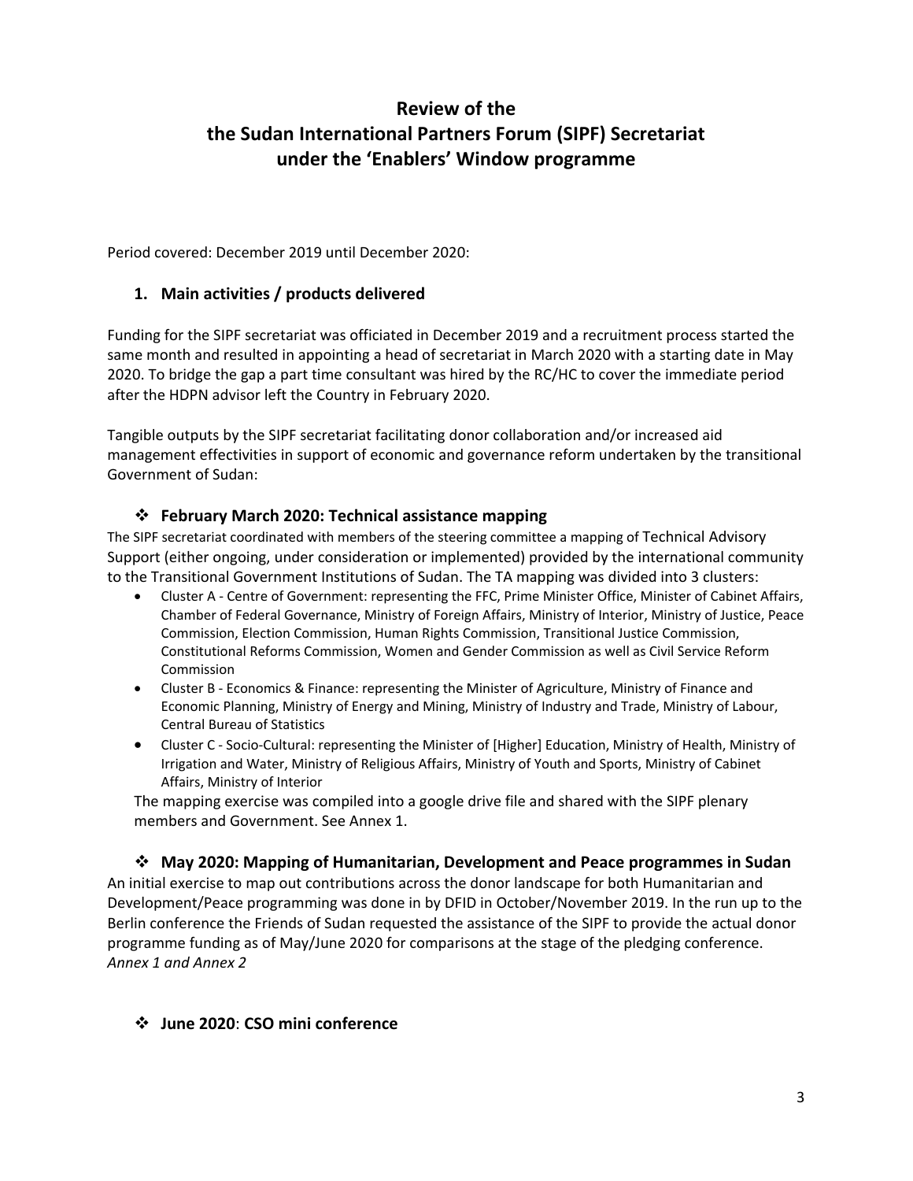# Review of the the Sudan International Partners Forum (SIPF) Secretariat under the 'Enablers' Window programme

Period covered: December 2019 until December 2020:

## 1. Main activities / products delivered

Funding for the SIPF secretariat was officiated in December 2019 and a recruitment process started the same month and resulted in appointing a head of secretariat in March 2020 with a starting date in May 2020. To bridge the gap a part time consultant was hired by the RC/HC to cover the immediate period after the HDPN advisor left the Country in February 2020.

Tangible outputs by the SIPF secretariat facilitating donor collaboration and/or increased aid management effectivities in support of economic and governance reform undertaken by the transitional Government of Sudan:

### ❖ February March 2020: Technical assistance mapping

The SIPF secretariat coordinated with members of the steering committee a mapping of Technical Advisory Support (either ongoing, under consideration or implemented) provided by the international community to the Transitional Government Institutions of Sudan. The TA mapping was divided into 3 clusters:

- Cluster A - Centre of Government: representing the FFC, Prime Minister Office, Minister of Cabinet Affairs, Chamber of Federal Governance, Ministry of Foreign Affairs, Ministry of Interior, Ministry of Justice, Peace Commission, Election Commission, Human Rights Commission, Transitional Justice Commission, Constitutional Reforms Commission, Women and Gender Commission as well as Civil Service Reform Commission
- Cluster B - Economics & Finance: representing the Minister of Agriculture, Ministry of Finance and Economic Planning, Ministry of Energy and Mining, Ministry of Industry and Trade, Ministry of Labour, Central Bureau of Statistics
- Cluster C - Socio-Cultural: representing the Minister of [Higher] Education, Ministry of Health, Ministry of Irrigation and Water, Ministry of Religious Affairs, Ministry of Youth and Sports, Ministry of Cabinet Affairs, Ministry of Interior

The mapping exercise was compiled into a google drive file and shared with the SIPF plenary members and Government. See Annex 1.

### ❖ May 2020: Mapping of Humanitarian, Development and Peace programmes in Sudan

An initial exercise to map out contributions across the donor landscape for both Humanitarian and Development/Peace programming was done in by DFID in October/November 2019. In the run up to the Berlin conference the Friends of Sudan requested the assistance of the SIPF to provide the actual donor programme funding as of May/June 2020 for comparisons at the stage of the pledging conference. *Annex 1 and Annex 2*

### ❖ June 2020: CSO mini conference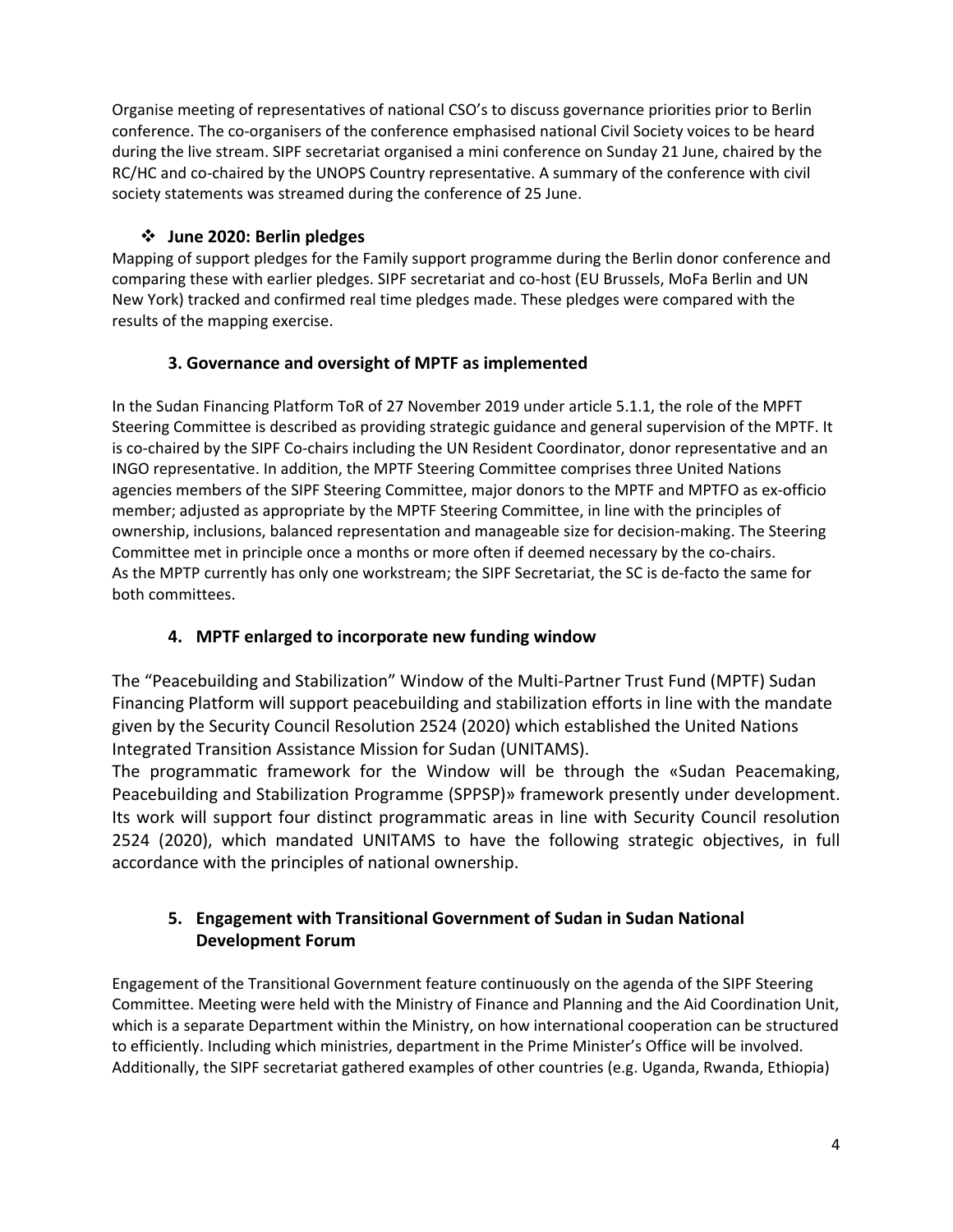Organise meeting of representatives of national CSO's to discuss governance priorities prior to Berlin conference. The co-organisers of the conference emphasised national Civil Society voices to be heard during the live stream. SIPF secretariat organised a mini conference on Sunday 21 June, chaired by the RC/HC and co-chaired by the UNOPS Country representative. A summary of the conference with civil society statements was streamed during the conference of 25 June.

❖ **June 2020: Berlin pledges**

Mapping of support pledges for the Family support programme during the Berlin donor conference and comparing these with earlier pledges. SIPF secretariat and co-host (EU Brussels, MoFa Berlin and UN New York) tracked and confirmed real time pledges made. These pledges were compared with the results of the mapping exercise.

## 3. Governance and oversight of MPTF as implemented

In the Sudan Financing Platform ToR of 27 November 2019 under article 5.1.1, the role of the MPFT Steering Committee is described as providing strategic guidance and general supervision of the MPTF. It is co-chaired by the SIPF Co-chairs including the UN Resident Coordinator, donor representative and an INGO representative. In addition, the MPTF Steering Committee comprises three United Nations agencies members of the SIPF Steering Committee, major donors to the MPTF and MPTFO as ex-officio member; adjusted as appropriate by the MPTF Steering Committee, in line with the principles of ownership, inclusions, balanced representation and manageable size for decision-making. The Steering Committee met in principle once a months or more often if deemed necessary by the co-chairs.
As the MPTP currently has only one workstream; the SIPF Secretariat, the SC is de-facto the same for both committees.

## 4. MPTF enlarged to incorporate new funding window

The "Peacebuilding and Stabilization" Window of the Multi-Partner Trust Fund (MPTF) Sudan Financing Platform will support peacebuilding and stabilization efforts in line with the mandate given by the Security Council Resolution 2524 (2020) which established the United Nations Integrated Transition Assistance Mission for Sudan (UNITAMS).
The programmatic framework for the Window will be through the «Sudan Peacemaking, Peacebuilding and Stabilization Programme (SPPSP)» framework presently under development. Its work will support four distinct programmatic areas in line with Security Council resolution 2524 (2020), which mandated UNITAMS to have the following strategic objectives, in full accordance with the principles of national ownership.

## 5. Engagement with Transitional Government of Sudan in Sudan National Development Forum

Engagement of the Transitional Government feature continuously on the agenda of the SIPF Steering Committee. Meeting were held with the Ministry of Finance and Planning and the Aid Coordination Unit, which is a separate Department within the Ministry, on how international cooperation can be structured to efficiently. Including which ministries, department in the Prime Minister's Office will be involved. Additionally, the SIPF secretariat gathered examples of other countries (e.g. Uganda, Rwanda, Ethiopia)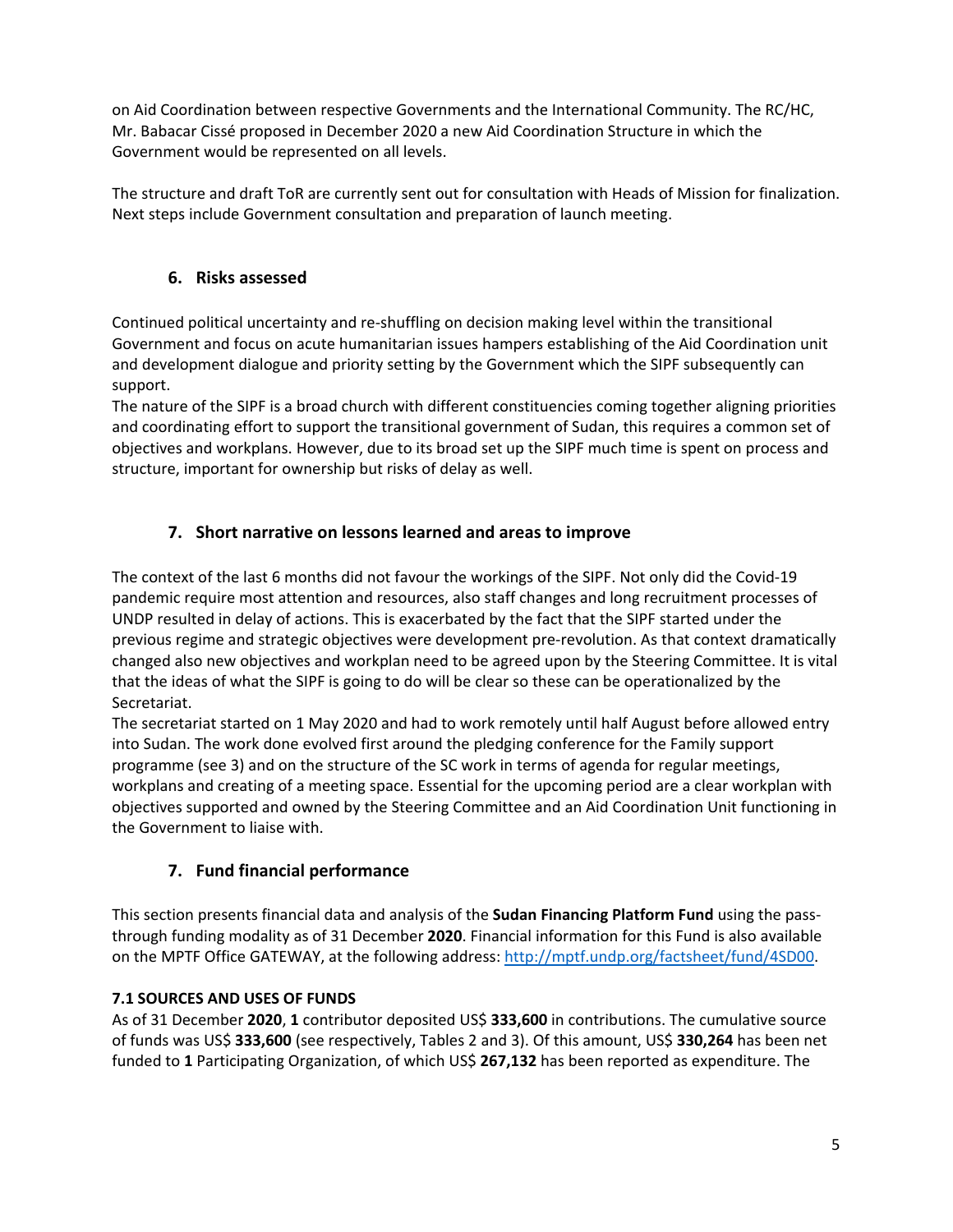on Aid Coordination between respective Governments and the International Community. The RC/HC, Mr. Babacar Cissé proposed in December 2020 a new Aid Coordination Structure in which the Government would be represented on all levels.

The structure and draft ToR are currently sent out for consultation with Heads of Mission for finalization. Next steps include Government consultation and preparation of launch meeting.

## 6. Risks assessed

Continued political uncertainty and re-shuffling on decision making level within the transitional Government and focus on acute humanitarian issues hampers establishing of the Aid Coordination unit and development dialogue and priority setting by the Government which the SIPF subsequently can support.
The nature of the SIPF is a broad church with different constituencies coming together aligning priorities and coordinating effort to support the transitional government of Sudan, this requires a common set of objectives and workplans. However, due to its broad set up the SIPF much time is spent on process and structure, important for ownership but risks of delay as well.

## 7. Short narrative on lessons learned and areas to improve

The context of the last 6 months did not favour the workings of the SIPF. Not only did the Covid-19 pandemic require most attention and resources, also staff changes and long recruitment processes of UNDP resulted in delay of actions. This is exacerbated by the fact that the SIPF started under the previous regime and strategic objectives were development pre-revolution. As that context dramatically changed also new objectives and workplan need to be agreed upon by the Steering Committee. It is vital that the ideas of what the SIPF is going to do will be clear so these can be operationalized by the Secretariat.
The secretariat started on 1 May 2020 and had to work remotely until half August before allowed entry into Sudan. The work done evolved first around the pledging conference for the Family support programme (see 3) and on the structure of the SC work in terms of agenda for regular meetings, workplans and creating of a meeting space. Essential for the upcoming period are a clear workplan with objectives supported and owned by the Steering Committee and an Aid Coordination Unit functioning in the Government to liaise with.

## 7. Fund financial performance

This section presents financial data and analysis of the **Sudan Financing Platform Fund** using the pass-through funding modality as of 31 December **2020**. Financial information for this Fund is also available on the MPTF Office GATEWAY, at the following address: [http://mptf.undp.org/factsheet/fund/4SD00](http://mptf.undp.org/factsheet/fund/4SD00).

### 7.1 SOURCES AND USES OF FUNDS

As of 31 December **2020**, **1** contributor deposited US$ **333,600** in contributions. The cumulative source of funds was US$ **333,600** (see respectively, Tables 2 and 3). Of this amount, US$ **330,264** has been net funded to **1** Participating Organization, of which US$ **267,132** has been reported as expenditure. The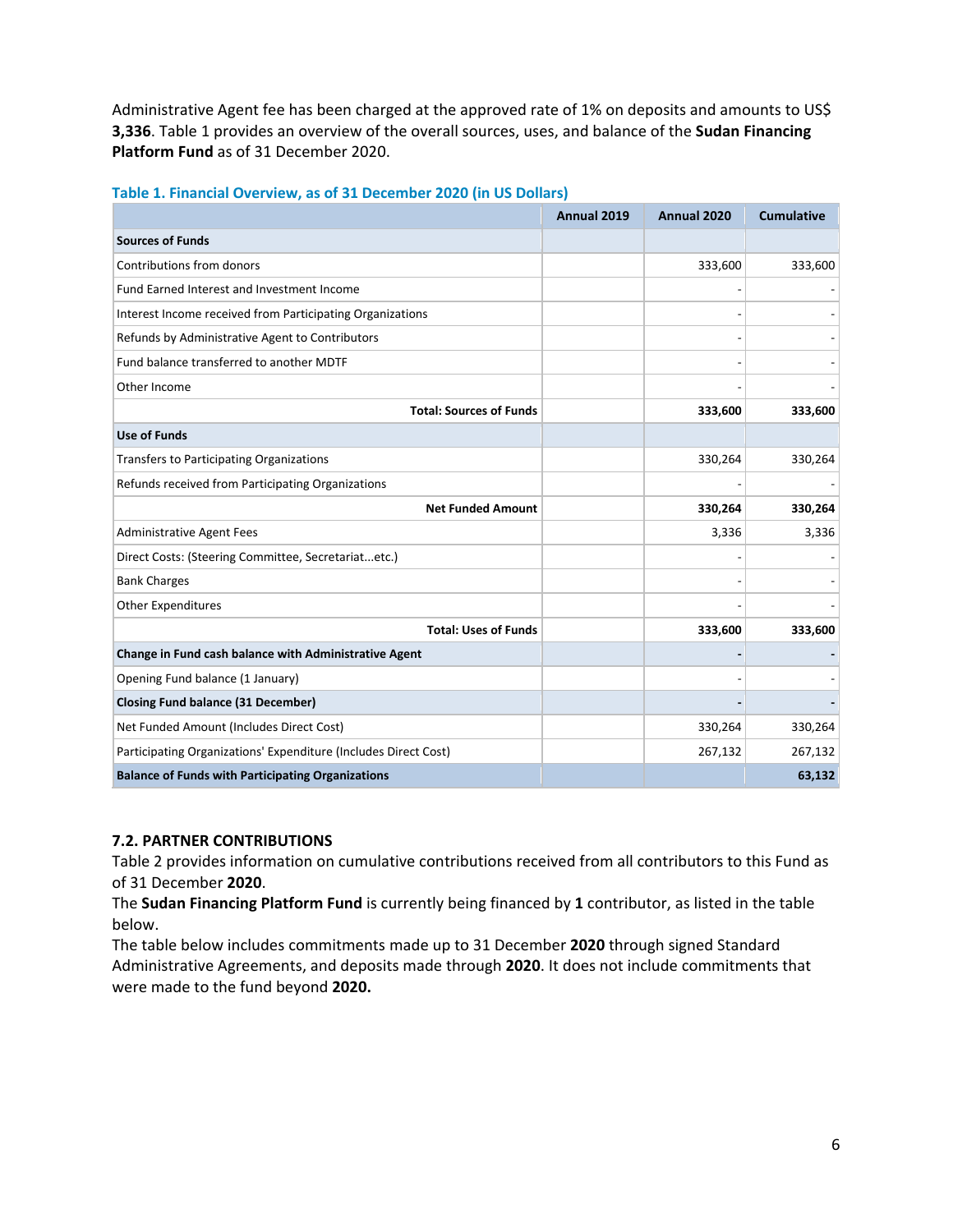Administrative Agent fee has been charged at the approved rate of 1% on deposits and amounts to US$ **3,336**. Table 1 provides an overview of the overall sources, uses, and balance of the **Sudan Financing Platform Fund** as of 31 December 2020.

**Table 1. Financial Overview, as of 31 December 2020 (in US Dollars)**

| | Annual 2019 | Annual 2020 | Cumulative |
|---|---|---|---|
| **Sources of Funds** | | | |
| Contributions from donors | | 333,600 | 333,600 |
| Fund Earned Interest and Investment Income | | - | - |
| Interest Income received from Participating Organizations | | - | - |
| Refunds by Administrative Agent to Contributors | | - | - |
| Fund balance transferred to another MDTF | | - | - |
| Other Income | | - | - |
| **Total: Sources of Funds** | | **333,600** | **333,600** |
| **Use of Funds** | | | |
| Transfers to Participating Organizations | | 330,264 | 330,264 |
| Refunds received from Participating Organizations | | - | - |
| **Net Funded Amount** | | **330,264** | **330,264** |
| Administrative Agent Fees | | 3,336 | 3,336 |
| Direct Costs: (Steering Committee, Secretariat...etc.) | | - | - |
| Bank Charges | | - | - |
| Other Expenditures | | - | - |
| **Total: Uses of Funds** | | **333,600** | **333,600** |
| **Change in Fund cash balance with Administrative Agent** | | **-** | **-** |
| Opening Fund balance (1 January) | | - | - |
| **Closing Fund balance (31 December)** | | **-** | **-** |
| Net Funded Amount (Includes Direct Cost) | | 330,264 | 330,264 |
| Participating Organizations' Expenditure (Includes Direct Cost) | | 267,132 | 267,132 |
| **Balance of Funds with Participating Organizations** | | | **63,132** |

### 7.2. PARTNER CONTRIBUTIONS

Table 2 provides information on cumulative contributions received from all contributors to this Fund as of 31 December **2020**.

The **Sudan Financing Platform Fund** is currently being financed by **1** contributor, as listed in the table below.

The table below includes commitments made up to 31 December **2020** through signed Standard Administrative Agreements, and deposits made through **2020**. It does not include commitments that were made to the fund beyond **2020.**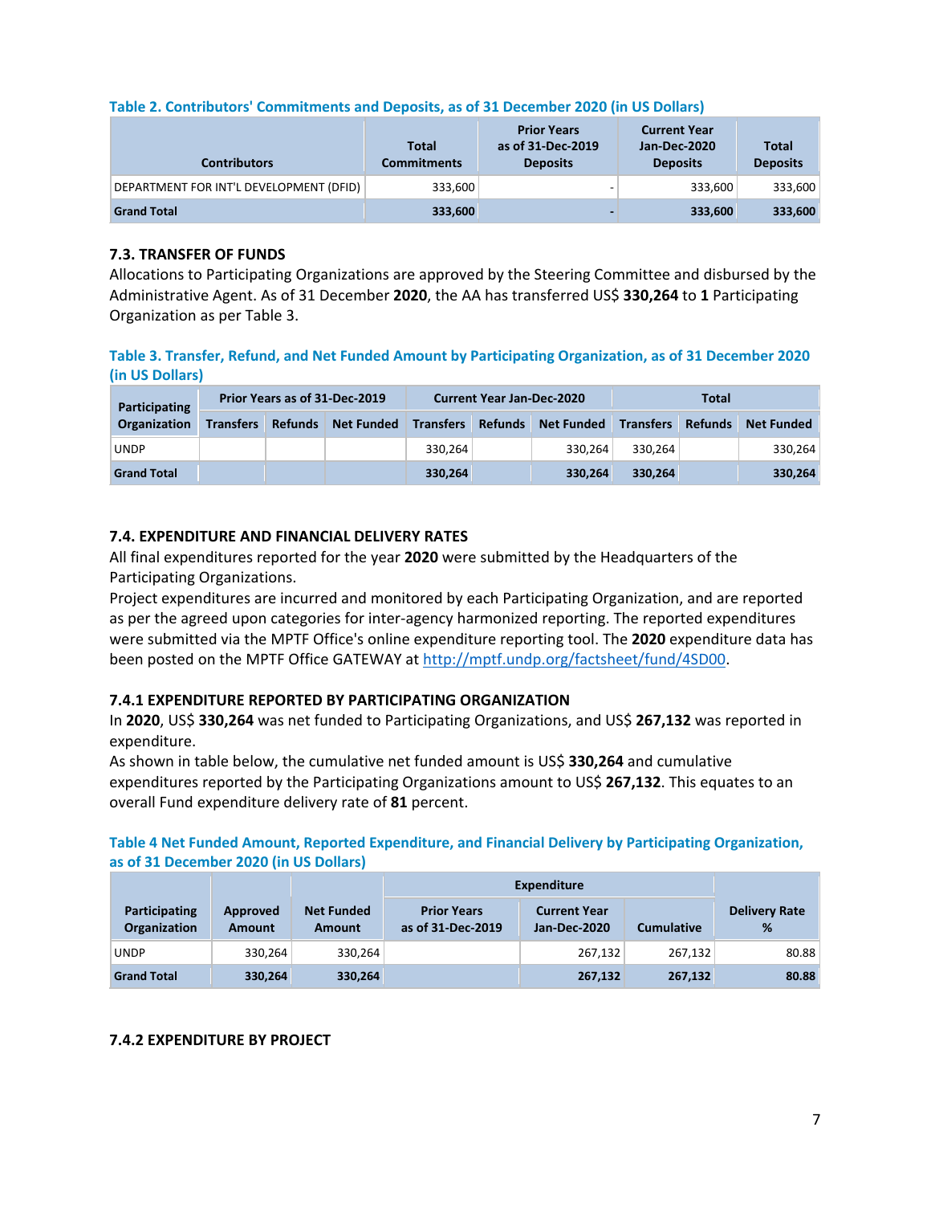**Table 2. Contributors' Commitments and Deposits, as of 31 December 2020 (in US Dollars)**

| Contributors | Total Commitments | Prior Years as of 31-Dec-2019 Deposits | Current Year Jan-Dec-2020 Deposits | Total Deposits |
|---|---|---|---|---|
| DEPARTMENT FOR INT'L DEVELOPMENT (DFID) | 333,600 | - | 333,600 | 333,600 |
| **Grand Total** | **333,600** | **-** | **333,600** | **333,600** |

### 7.3. TRANSFER OF FUNDS

Allocations to Participating Organizations are approved by the Steering Committee and disbursed by the Administrative Agent. As of 31 December **2020**, the AA has transferred US$ **330,264** to **1** Participating Organization as per Table 3.

**Table 3. Transfer, Refund, and Net Funded Amount by Participating Organization, as of 31 December 2020 (in US Dollars)**

| Participating Organization | Prior Years as of 31-Dec-2019 | | | Current Year Jan-Dec-2020 | | | Total | | |
|---|---|---|---|---|---|---|---|---|---|
| | Transfers | Refunds | Net Funded | Transfers | Refunds | Net Funded | Transfers | Refunds | Net Funded |
| UNDP | | | | 330,264 | | 330,264 | 330,264 | | 330,264 |
| **Grand Total** | | | | **330,264** | | **330,264** | **330,264** | | **330,264** |

### 7.4. EXPENDITURE AND FINANCIAL DELIVERY RATES

All final expenditures reported for the year **2020** were submitted by the Headquarters of the Participating Organizations.

Project expenditures are incurred and monitored by each Participating Organization, and are reported as per the agreed upon categories for inter-agency harmonized reporting. The reported expenditures were submitted via the MPTF Office's online expenditure reporting tool. The **2020** expenditure data has been posted on the MPTF Office GATEWAY at http://mptf.undp.org/factsheet/fund/4SD00.

### 7.4.1 EXPENDITURE REPORTED BY PARTICIPATING ORGANIZATION

In **2020**, US$ **330,264** was net funded to Participating Organizations, and US$ **267,132** was reported in expenditure.

As shown in table below, the cumulative net funded amount is US$ **330,264** and cumulative expenditures reported by the Participating Organizations amount to US$ **267,132**. This equates to an overall Fund expenditure delivery rate of **81** percent.

**Table 4 Net Funded Amount, Reported Expenditure, and Financial Delivery by Participating Organization, as of 31 December 2020 (in US Dollars)**

| Participating Organization | Approved Amount | Net Funded Amount | Expenditure | | | Delivery Rate % |
|---|---|---|---|---|---|---|
| | | | Prior Years as of 31-Dec-2019 | Current Year Jan-Dec-2020 | Cumulative | |
| UNDP | 330,264 | 330,264 | | 267,132 | 267,132 | 80.88 |
| **Grand Total** | **330,264** | **330,264** | | **267,132** | **267,132** | **80.88** |

### 7.4.2 EXPENDITURE BY PROJECT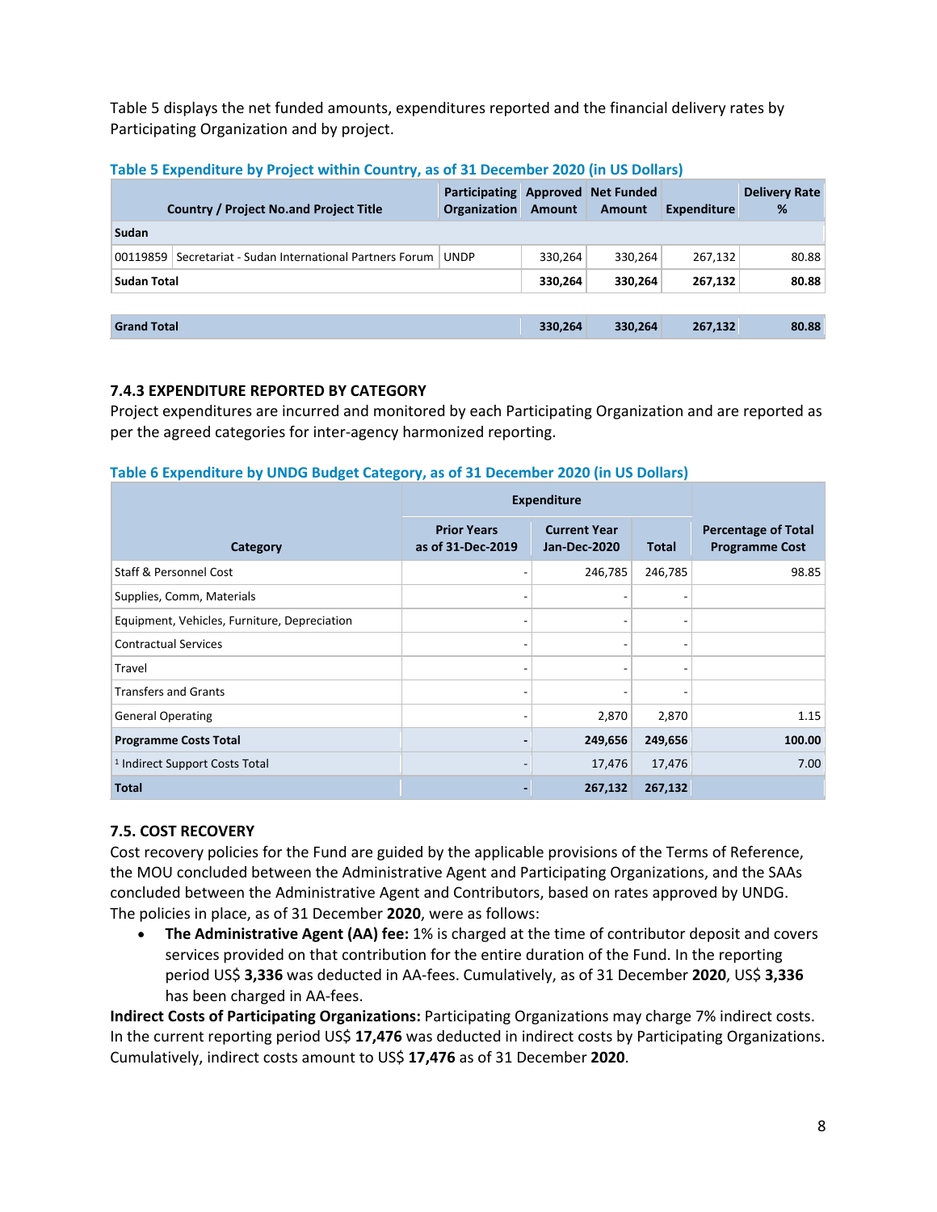Table 5 displays the net funded amounts, expenditures reported and the financial delivery rates by Participating Organization and by project.

**Table 5 Expenditure by Project within Country, as of 31 December 2020 (in US Dollars)**

| Country / Project No.and Project Title | | Participating Organization | Approved Amount | Net Funded Amount | Expenditure | Delivery Rate % |
|---|---|---|---|---|---|---|
| **Sudan** | | | | | | |
| 00119859 | Secretariat - Sudan International Partners Forum | UNDP | 330,264 | 330,264 | 267,132 | 80.88 |
| **Sudan Total** | | | **330,264** | **330,264** | **267,132** | **80.88** |
| | | | | | | |
| **Grand Total** | | | **330,264** | **330,264** | **267,132** | **80.88** |

### 7.4.3 EXPENDITURE REPORTED BY CATEGORY

Project expenditures are incurred and monitored by each Participating Organization and are reported as per the agreed categories for inter-agency harmonized reporting.

**Table 6 Expenditure by UNDG Budget Category, as of 31 December 2020 (in US Dollars)**

| Category | Expenditure | | | Percentage of Total Programme Cost |
|---|---|---|---|---|
| | Prior Years as of 31-Dec-2019 | Current Year Jan-Dec-2020 | Total | |
| Staff & Personnel Cost | - | 246,785 | 246,785 | 98.85 |
| Supplies, Comm, Materials | - | - | - | |
| Equipment, Vehicles, Furniture, Depreciation | - | - | - | |
| Contractual Services | - | - | - | |
| Travel | - | - | - | |
| Transfers and Grants | - | - | - | |
| General Operating | - | 2,870 | 2,870 | 1.15 |
| **Programme Costs Total** | **-** | **249,656** | **249,656** | **100.00** |
| [1] Indirect Support Costs Total | - | 17,476 | 17,476 | 7.00 |
| **Total** | **-** | **267,132** | **267,132** | |

### 7.5. COST RECOVERY

Cost recovery policies for the Fund are guided by the applicable provisions of the Terms of Reference, the MOU concluded between the Administrative Agent and Participating Organizations, and the SAAs concluded between the Administrative Agent and Contributors, based on rates approved by UNDG. The policies in place, as of 31 December **2020**, were as follows:

- **The Administrative Agent (AA) fee:** 1% is charged at the time of contributor deposit and covers services provided on that contribution for the entire duration of the Fund. In the reporting period US$ **3,336** was deducted in AA-fees. Cumulatively, as of 31 December **2020**, US$ **3,336** has been charged in AA-fees.

**Indirect Costs of Participating Organizations:** Participating Organizations may charge 7% indirect costs. In the current reporting period US$ **17,476** was deducted in indirect costs by Participating Organizations. Cumulatively, indirect costs amount to US$ **17,476** as of 31 December **2020**.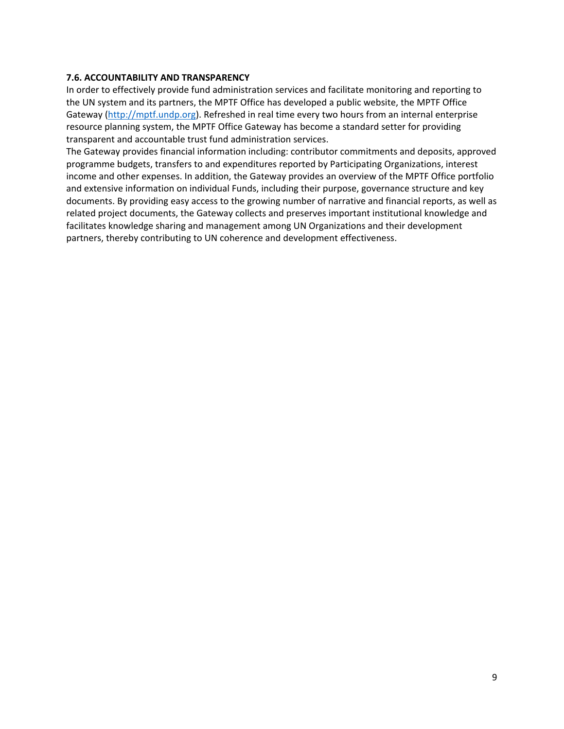### 7.6. ACCOUNTABILITY AND TRANSPARENCY

In order to effectively provide fund administration services and facilitate monitoring and reporting to the UN system and its partners, the MPTF Office has developed a public website, the MPTF Office Gateway (http://mptf.undp.org). Refreshed in real time every two hours from an internal enterprise resource planning system, the MPTF Office Gateway has become a standard setter for providing transparent and accountable trust fund administration services.

The Gateway provides financial information including: contributor commitments and deposits, approved programme budgets, transfers to and expenditures reported by Participating Organizations, interest income and other expenses. In addition, the Gateway provides an overview of the MPTF Office portfolio and extensive information on individual Funds, including their purpose, governance structure and key documents. By providing easy access to the growing number of narrative and financial reports, as well as related project documents, the Gateway collects and preserves important institutional knowledge and facilitates knowledge sharing and management among UN Organizations and their development partners, thereby contributing to UN coherence and development effectiveness.